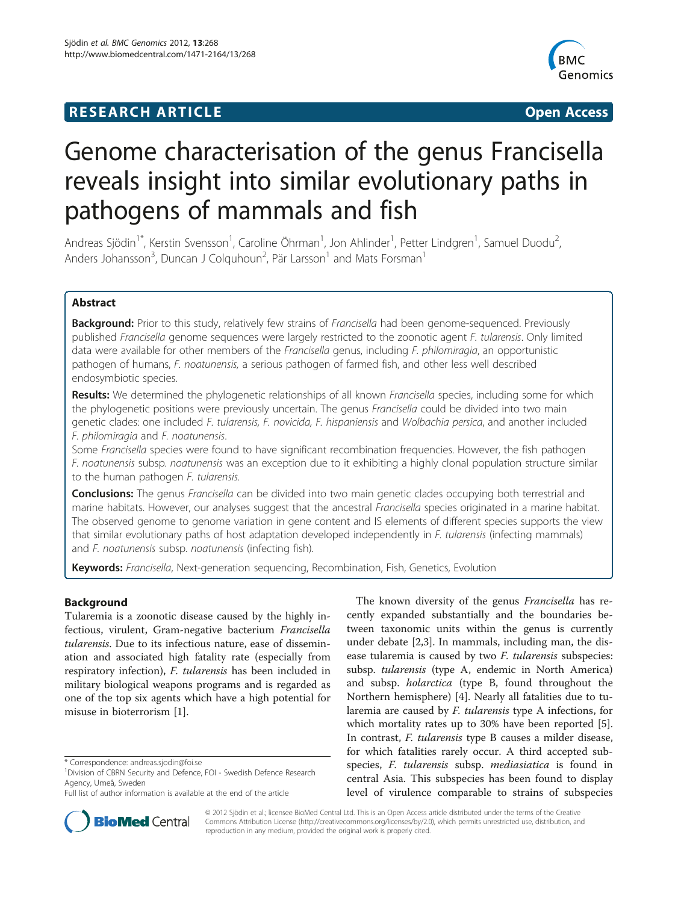**RESEARCH ARTICLE** **Open Access**

# Genome characterisation of the genus Francisella reveals insight into similar evolutionary paths in pathogens of mammals and fish

Andreas Sjödin[1*], Kerstin Svensson[1], Caroline Öhrman[1], Jon Ahlinder[1], Petter Lindgren[1], Samuel Duodu[2], Anders Johansson[3], Duncan J Colquhoun[2], Pär Larsson[1] and Mats Forsman[1]

## Abstract

**Background:** Prior to this study, relatively few strains of *Francisella* had been genome-sequenced. Previously published *Francisella* genome sequences were largely restricted to the zoonotic agent *F. tularensis*. Only limited data were available for other members of the *Francisella* genus, including *F. philomiragia*, an opportunistic pathogen of humans, *F. noatunensis,* a serious pathogen of farmed fish, and other less well described endosymbiotic species.

**Results:** We determined the phylogenetic relationships of all known *Francisella* species, including some for which the phylogenetic positions were previously uncertain. The genus *Francisella* could be divided into two main genetic clades: one included *F. tularensis, F. novicida, F. hispaniensis* and *Wolbachia persica*, and another included *F. philomiragia* and *F. noatunensis*.

Some *Francisella* species were found to have significant recombination frequencies. However, the fish pathogen *F. noatunensis* subsp. *noatunensis* was an exception due to it exhibiting a highly clonal population structure similar to the human pathogen *F. tularensis.*

**Conclusions:** The genus *Francisella* can be divided into two main genetic clades occupying both terrestrial and marine habitats. However, our analyses suggest that the ancestral *Francisella* species originated in a marine habitat. The observed genome to genome variation in gene content and IS elements of different species supports the view that similar evolutionary paths of host adaptation developed independently in *F. tularensis* (infecting mammals) and *F. noatunensis* subsp. *noatunensis* (infecting fish).

**Keywords:** *Francisella*, Next-generation sequencing, Recombination, Fish, Genetics, Evolution

## Background

Tularemia is a zoonotic disease caused by the highly infectious, virulent, Gram-negative bacterium *Francisella tularensis*. Due to its infectious nature, ease of dissemination and associated high fatality rate (especially from respiratory infection), *F. tularensis* has been included in military biological weapons programs and is regarded as one of the top six agents which have a high potential for misuse in bioterrorism [1].

The known diversity of the genus *Francisella* has recently expanded substantially and the boundaries between taxonomic units within the genus is currently under debate [2,3]. In mammals, including man, the disease tularemia is caused by two *F. tularensis* subspecies: subsp. *tularensis* (type A, endemic in North America) and subsp. *holarctica* (type B, found throughout the Northern hemisphere) [4]. Nearly all fatalities due to tularemia are caused by *F. tularensis* type A infections, for which mortality rates up to 30% have been reported [5]. In contrast, *F. tularensis* type B causes a milder disease, for which fatalities rarely occur. A third accepted subspecies, *F. tularensis* subsp. *mediasiatica* is found in central Asia. This subspecies has been found to display level of virulence comparable to strains of subspecies

\* Correspondence: andreas.sjodin@foi.se
[1]Division of CBRN Security and Defence, FOI - Swedish Defence Research Agency, Umeå, Sweden
Full list of author information is available at the end of the article

© 2012 Sjödin et al.; licensee BioMed Central Ltd. This is an Open Access article distributed under the terms of the Creative Commons Attribution License (http://creativecommons.org/licenses/by/2.0), which permits unrestricted use, distribution, and reproduction in any medium, provided the original work is properly cited.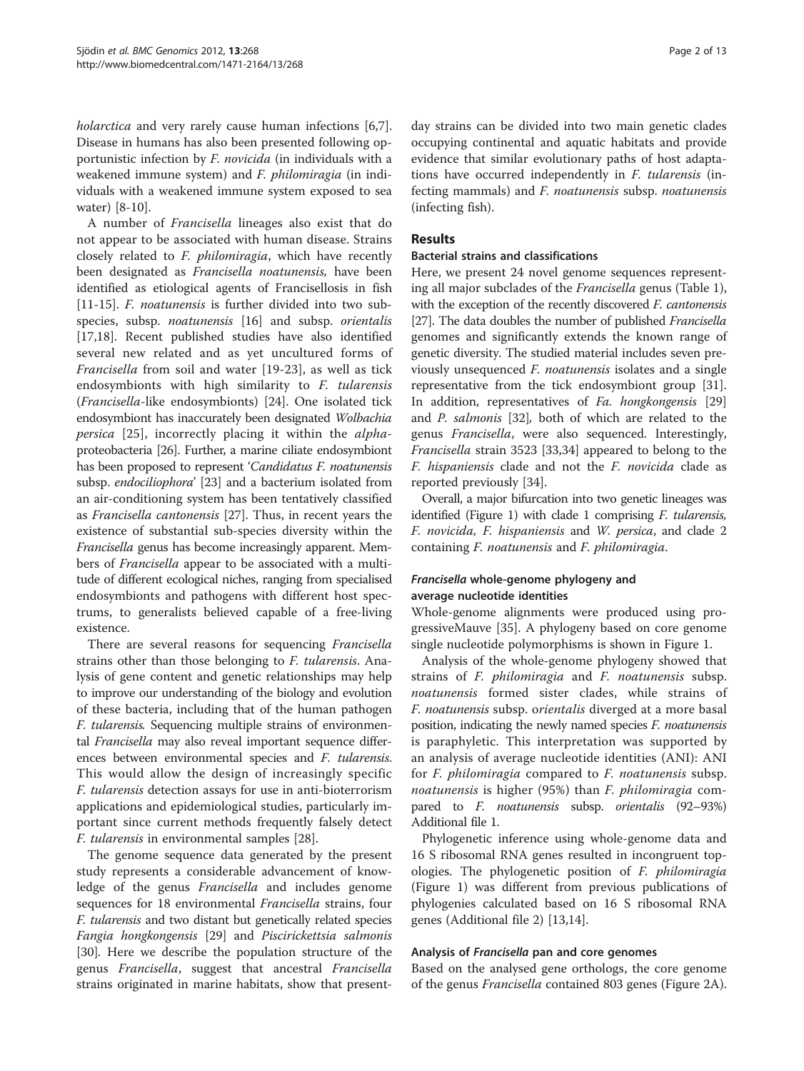*holarctica* and very rarely cause human infections [6,7]. Disease in humans has also been presented following opportunistic infection by *F. novicida* (in individuals with a weakened immune system) and *F. philomiragia* (in individuals with a weakened immune system exposed to sea water) [8-10].

A number of *Francisella* lineages also exist that do not appear to be associated with human disease. Strains closely related to *F. philomiragia*, which have recently been designated as *Francisella noatunensis*, have been identified as etiological agents of Francisellosis in fish [11-15]. *F. noatunensis* is further divided into two subspecies, subsp. *noatunensis* [16] and subsp. *orientalis* [17,18]. Recent published studies have also identified several new related and as yet uncultured forms of *Francisella* from soil and water [19-23], as well as tick endosymbionts with high similarity to *F. tularensis* (*Francisella*-like endosymbionts) [24]. One isolated tick endosymbiont has inaccurately been designated *Wolbachia persica* [25], incorrectly placing it within the *alpha*-proteobacteria [26]. Further, a marine ciliate endosymbiont has been proposed to represent '*Candidatus F. noatunensis* subsp. *endociliophora*' [23] and a bacterium isolated from an air-conditioning system has been tentatively classified as *Francisella cantonensis* [27]. Thus, in recent years the existence of substantial sub-species diversity within the *Francisella* genus has become increasingly apparent. Members of *Francisella* appear to be associated with a multitude of different ecological niches, ranging from specialised endosymbionts and pathogens with different host spectrums, to generalists believed capable of a free-living existence.

There are several reasons for sequencing *Francisella* strains other than those belonging to *F. tularensis*. Analysis of gene content and genetic relationships may help to improve our understanding of the biology and evolution of these bacteria, including that of the human pathogen *F. tularensis*. Sequencing multiple strains of environmental *Francisella* may also reveal important sequence differences between environmental species and *F. tularensis*. This would allow the design of increasingly specific *F. tularensis* detection assays for use in anti-bioterrorism applications and epidemiological studies, particularly important since current methods frequently falsely detect *F. tularensis* in environmental samples [28].

The genome sequence data generated by the present study represents a considerable advancement of knowledge of the genus *Francisella* and includes genome sequences for 18 environmental *Francisella* strains, four *F. tularensis* and two distant but genetically related species *Fangia hongkongensis* [29] and *Piscirickettsia salmonis* [30]. Here we describe the population structure of the genus *Francisella*, suggest that ancestral *Francisella* strains originated in marine habitats, show that present-day strains can be divided into two main genetic clades occupying continental and aquatic habitats and provide evidence that similar evolutionary paths of host adaptations have occurred independently in *F. tularensis* (infecting mammals) and *F. noatunensis* subsp. *noatunensis* (infecting fish).

## Results

### Bacterial strains and classifications

Here, we present 24 novel genome sequences representing all major subclades of the *Francisella* genus (Table 1), with the exception of the recently discovered *F. cantonensis* [27]. The data doubles the number of published *Francisella* genomes and significantly extends the known range of genetic diversity. The studied material includes seven previously unsequenced *F. noatunensis* isolates and a single representative from the tick endosymbiont group [31]. In addition, representatives of *Fa. hongkongensis* [29] and *P. salmonis* [32], both of which are related to the genus *Francisella*, were also sequenced. Interestingly, *Francisella* strain 3523 [33,34] appeared to belong to the *F. hispaniensis* clade and not the *F. novicida* clade as reported previously [34].

Overall, a major bifurcation into two genetic lineages was identified (Figure 1) with clade 1 comprising *F. tularensis*, *F. novicida*, *F. hispaniensis* and *W. persica*, and clade 2 containing *F. noatunensis* and *F. philomiragia*.

### *Francisella* whole-genome phylogeny and average nucleotide identities

Whole-genome alignments were produced using progressiveMauve [35]. A phylogeny based on core genome single nucleotide polymorphisms is shown in Figure 1.

Analysis of the whole-genome phylogeny showed that strains of *F. philomiragia* and *F. noatunensis* subsp. *noatunensis* formed sister clades, while strains of *F. noatunensis* subsp. o*rientalis* diverged at a more basal position, indicating the newly named species *F. noatunensis* is paraphyletic. This interpretation was supported by an analysis of average nucleotide identities (ANI): ANI for *F. philomiragia* compared to *F. noatunensis* subsp. *noatunensis* is higher (95%) than *F. philomiragia* compared to *F. noatunensis* subsp. *orientalis* (92–93%) Additional file 1.

Phylogenetic inference using whole-genome data and 16 S ribosomal RNA genes resulted in incongruent topologies. The phylogenetic position of *F. philomiragia* (Figure 1) was different from previous publications of phylogenies calculated based on 16 S ribosomal RNA genes (Additional file 2) [13,14].

### Analysis of *Francisella* pan and core genomes

Based on the analysed gene orthologs, the core genome of the genus *Francisella* contained 803 genes (Figure 2A).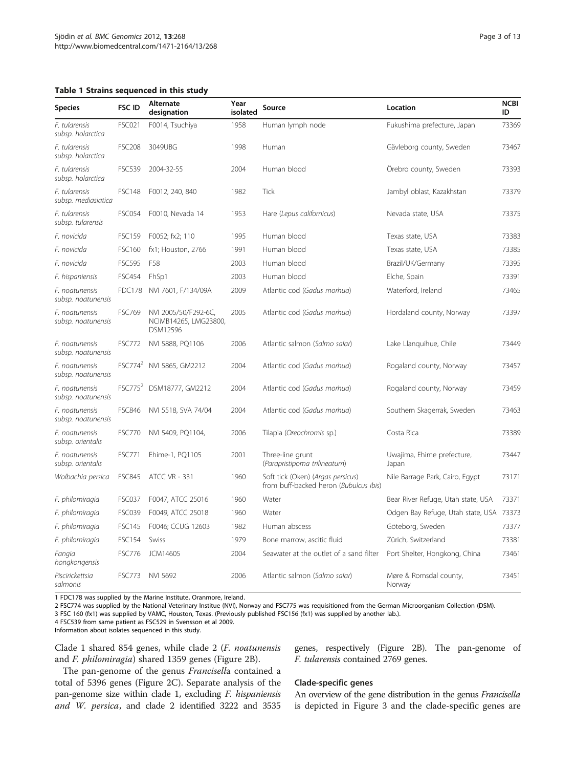**Table 1 Strains sequenced in this study**

| Species | FSC ID | Alternate designation | Year isolated | Source | Location | NCBI ID |
|---|---|---|---|---|---|---|
| *F. tularensis* subsp. *holarctica* | FSC021 | F0014, Tsuchiya | 1958 | Human lymph node | Fukushima prefecture, Japan | 73369 |
| *F. tularensis* subsp. *holarctica* | FSC208 | 3049UBG | 1998 | Human | Gävleborg county, Sweden | 73467 |
| *F. tularensis* subsp. *holarctica* | FSC539 | 2004-32-55 | 2004 | Human blood | Örebro county, Sweden | 73393 |
| *F. tularensis* subsp. *mediasiatica* | FSC148 | F0012, 240, 840 | 1982 | Tick | Jambyl oblast, Kazakhstan | 73379 |
| *F. tularensis* subsp. *tularensis* | FSC054 | F0010, Nevada 14 | 1953 | Hare (*Lepus californicus*) | Nevada state, USA | 73375 |
| *F. novicida* | FSC159 | F0052; fx2; 110 | 1995 | Human blood | Texas state, USA | 73383 |
| *F. novicida* | FSC160 | fx1; Houston, 2766 | 1991 | Human blood | Texas state, USA | 73385 |
| *F. novicida* | FSC595 | F58 | 2003 | Human blood | Brazil/UK/Germany | 73395 |
| *F. hispaniensis* | FSC454 | FhSp1 | 2003 | Human blood | Elche, Spain | 73391 |
| *F. noatunensis* subsp. *noatunensis* | FDC178 | NVI 7601, F/134/09A | 2009 | Atlantic cod (*Gadus morhua*) | Waterford, Ireland | 73465 |
| *F. noatunensis* subsp. *noatunensis* | FSC769 | NVI 2005/50/F292-6C, NCIMB14265, LMG23800, DSM12596 | 2005 | Atlantic cod (*Gadus morhua*) | Hordaland county, Norway | 73397 |
| *F. noatunensis* subsp. *noatunensis* | FSC772 | NVI 5888, PQ1106 | 2006 | Atlantic salmon (*Salmo salar*) | Lake Llanquihue, Chile | 73449 |
| *F. noatunensis* subsp. *noatunensis* | FSC774[2] | NVI 5865, GM2212 | 2004 | Atlantic cod (*Gadus morhua*) | Rogaland county, Norway | 73457 |
| *F. noatunensis* subsp. *noatunensis* | FSC775[2] | DSM18777, GM2212 | 2004 | Atlantic cod (*Gadus morhua*) | Rogaland county, Norway | 73459 |
| *F. noatunensis* subsp. *noatunensis* | FSC846 | NVI 5518, SVA 74/04 | 2004 | Atlantic cod (*Gadus morhua*) | Southern Skagerrak, Sweden | 73463 |
| *F. noatunensis* subsp. *orientalis* | FSC770 | NVI 5409, PQ1104, | 2006 | Tilapia (*Oreochromis* sp.) | Costa Rica | 73389 |
| *F. noatunensis* subsp. *orientalis* | FSC771 | Ehime-1, PQ1105 | 2001 | Three-line grunt (*Parapristipoma trilineatum*) | Uwajima, Ehime prefecture, Japan | 73447 |
| *Wolbachia persica* | FSC845 | ATCC VR - 331 | 1960 | Soft tick (Oken) (*Argas persicus*) from buff-backed heron (*Bubulcus ibis*) | Nile Barrage Park, Cairo, Egypt | 73171 |
| *F. philomiragia* | FSC037 | F0047, ATCC 25016 | 1960 | Water | Bear River Refuge, Utah state, USA | 73371 |
| *F. philomiragia* | FSC039 | F0049, ATCC 25018 | 1960 | Water | Odgen Bay Refuge, Utah state, USA | 73373 |
| *F. philomiragia* | FSC145 | F0046; CCUG 12603 | 1982 | Human abscess | Göteborg, Sweden | 73377 |
| *F. philomiragia* | FSC154 | Swiss | 1979 | Bone marrow, ascitic fluid | Zürich, Switzerland | 73381 |
| *Fangia hongkongensis* | FSC776 | JCM14605 | 2004 | Seawater at the outlet of a sand filter | Port Shelter, Hongkong, China | 73461 |
| *Piscirickettsia salmonis* | FSC773 | NVI 5692 | 2006 | Atlantic salmon (*Salmo salar*) | Møre & Romsdal county, Norway | 73451 |

1 FDC178 was supplied by the Marine Institute, Oranmore, Ireland.
2 FSC774 was supplied by the National Veterinary Institue (NVI), Norway and FSC775 was requisitioned from the German Microorganism Collection (DSM).
3 FSC 160 (fx1) was supplied by VAMC, Houston, Texas. (Previously published FSC156 (fx1) was supplied by another lab.).
4 FSC539 from same patient as FSC529 in Svensson et al 2009.
Information about isolates sequenced in this study.

Clade 1 shared 854 genes, while clade 2 (*F. noatunensis* and *F. philomiragia*) shared 1359 genes (Figure 2B).

The pan-genome of the genus *Francisella* contained a total of 5396 genes (Figure 2C). Separate analysis of the pan-genome size within clade 1, excluding *F. hispaniensis and W. persica*, and clade 2 identified 3222 and 3535 genes, respectively (Figure 2B). The pan-genome of *F. tularensis* contained 2769 genes.

### Clade-specific genes

An overview of the gene distribution in the genus *Francisella* is depicted in Figure 3 and the clade-specific genes are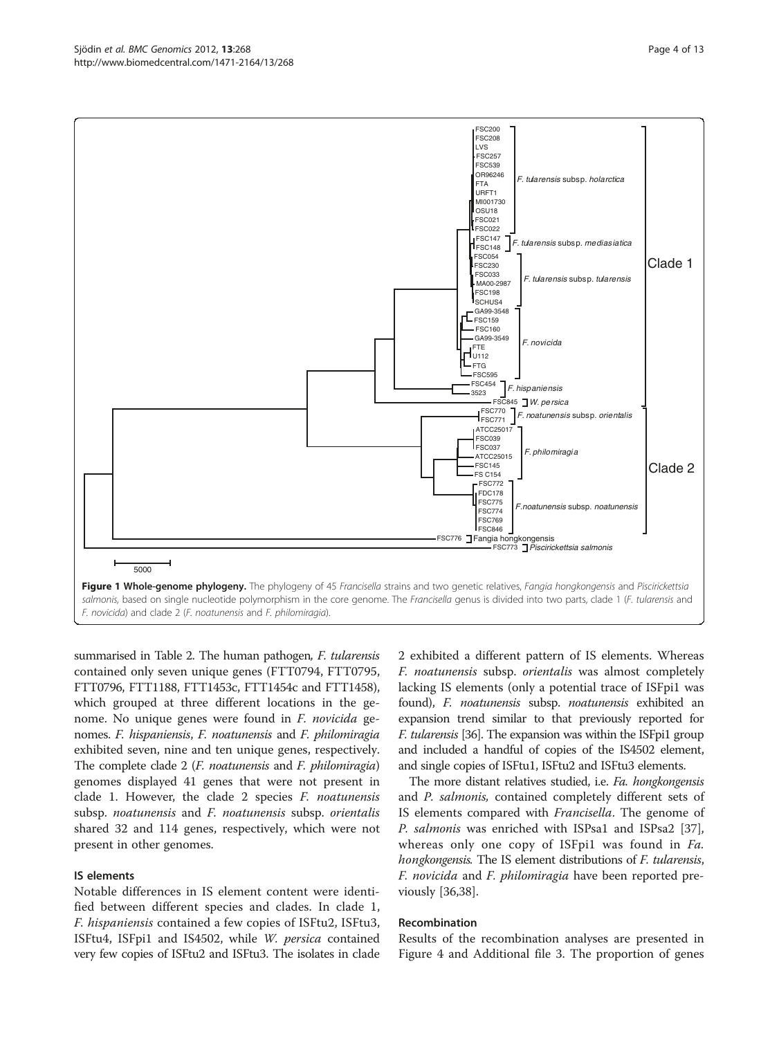**Figure 1 Whole-genome phylogeny.** The phylogeny of 45 *Francisella* strains and two genetic relatives, *Fangia hongkongensis* and *Piscirickettsia salmonis*, based on single nucleotide polymorphism in the core genome. The *Francisella* genus is divided into two parts, clade 1 (*F. tularensis* and *F. novicida*) and clade 2 (*F. noatunensis* and *F. philomiragia*).

summarised in Table 2. The human pathogen, *F. tularensis* contained only seven unique genes (FTT0794, FTT0795, FTT0796, FTT1188, FTT1453c, FTT1454c and FTT1458), which grouped at three different locations in the genome. No unique genes were found in *F. novicida* genomes. *F. hispaniensis*, *F. noatunensis* and *F. philomiragia* exhibited seven, nine and ten unique genes, respectively. The complete clade 2 (*F. noatunensis* and *F. philomiragia*) genomes displayed 41 genes that were not present in clade 1. However, the clade 2 species *F. noatunensis* subsp. *noatunensis* and *F. noatunensis* subsp. *orientalis* shared 32 and 114 genes, respectively, which were not present in other genomes.

### IS elements

Notable differences in IS element content were identified between different species and clades. In clade 1, *F. hispaniensis* contained a few copies of ISFtu2, ISFtu3, ISFtu4, ISFpi1 and IS4502, while *W. persica* contained very few copies of ISFtu2 and ISFtu3. The isolates in clade 2 exhibited a different pattern of IS elements. Whereas *F. noatunensis* subsp. *orientalis* was almost completely lacking IS elements (only a potential trace of ISFpi1 was found), *F. noatunensis* subsp. *noatunensis* exhibited an expansion trend similar to that previously reported for *F. tularensis* [36]. The expansion was within the ISFpi1 group and included a handful of copies of the IS4502 element, and single copies of ISFtu1, ISFtu2 and ISFtu3 elements.

The more distant relatives studied, i.e. *Fa. hongkongensis* and *P. salmonis*, contained completely different sets of IS elements compared with *Francisella*. The genome of *P. salmonis* was enriched with ISPsa1 and ISPsa2 [37], whereas only one copy of ISFpi1 was found in *Fa. hongkongensis*. The IS element distributions of *F. tularensis*, *F. novicida* and *F. philomiragia* have been reported previously [36,38].

### Recombination

Results of the recombination analyses are presented in Figure 4 and Additional file 3. The proportion of genes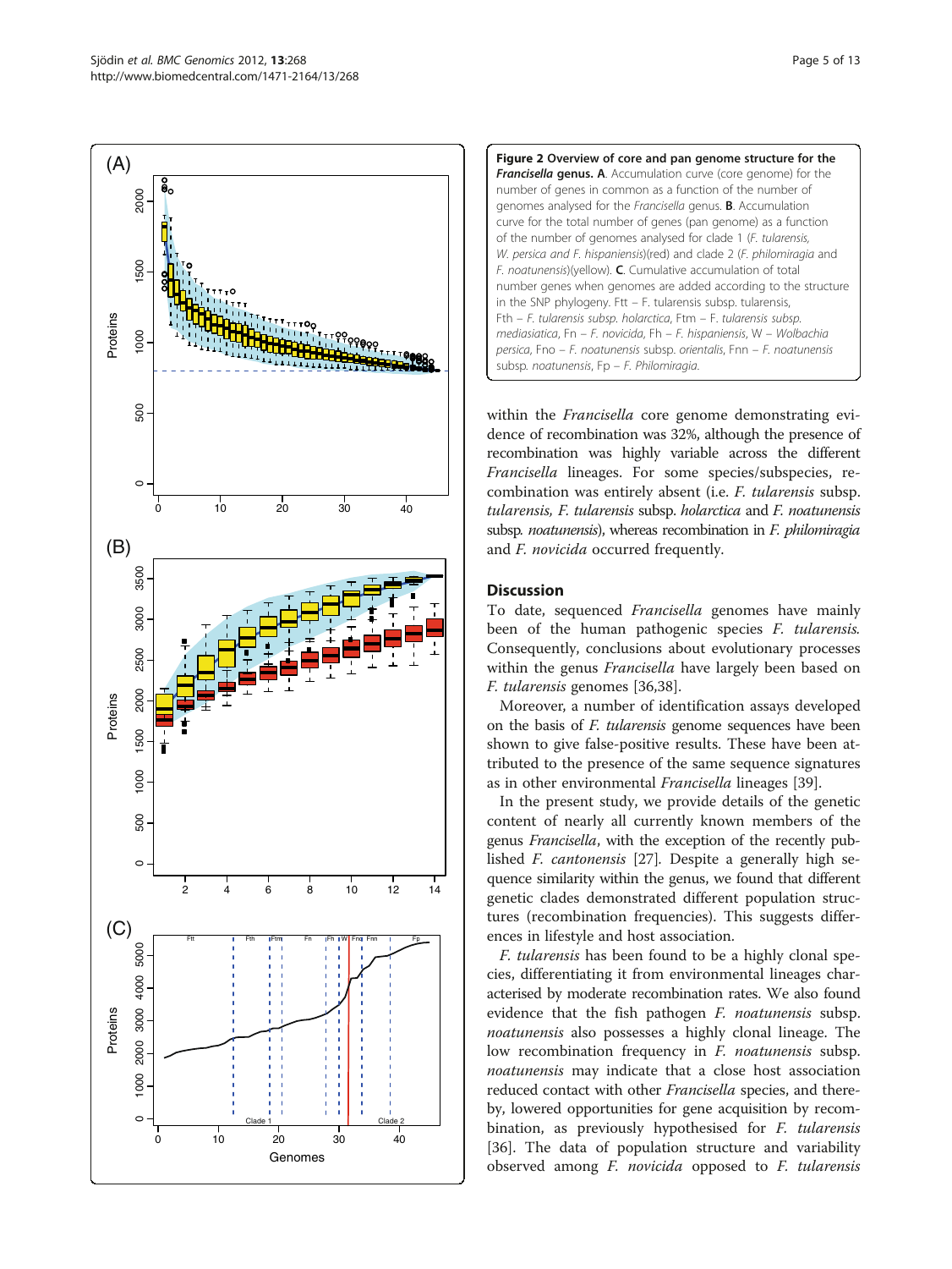**Figure 2 Overview of core and pan genome structure for the *Francisella* genus. A**. Accumulation curve (core genome) for the number of genes in common as a function of the number of genomes analysed for the *Francisella* genus. **B**. Accumulation curve for the total number of genes (pan genome) as a function of the number of genomes analysed for clade 1 (*F. tularensis, W. persica and F. hispaniensis*)(red) and clade 2 (*F. philomiragia* and *F. noatunensis*)(yellow). **C**. Cumulative accumulation of total number genes when genomes are added according to the structure in the SNP phylogeny. Ftt – F. tularensis subsp. tularensis, Fth – *F. tularensis subsp. holarctica*, Ftm – F. tularensis subsp. *mediasiatica*, Fn – *F. novicida*, Fh – *F. hispaniensis*, W – *Wolbachia persica*, Fno – *F. noatunensis* subsp. *orientalis*, Fnn – *F. noatunensis* subsp. *noatunensis*, Fp – *F. Philomiragia*.

within the *Francisella* core genome demonstrating evidence of recombination was 32%, although the presence of recombination was highly variable across the different *Francisella* lineages. For some species/subspecies, recombination was entirely absent (i.e. *F. tularensis* subsp. *tularensis, F. tularensis* subsp. *holarctica* and *F. noatunensis* subsp. *noatunensis*), whereas recombination in *F. philomiragia* and *F. novicida* occurred frequently.

## Discussion

To date, sequenced *Francisella* genomes have mainly been of the human pathogenic species *F. tularensis*. Consequently, conclusions about evolutionary processes within the genus *Francisella* have largely been based on *F. tularensis* genomes [36,38].

Moreover, a number of identification assays developed on the basis of *F. tularensis* genome sequences have been shown to give false-positive results. These have been attributed to the presence of the same sequence signatures as in other environmental *Francisella* lineages [39].

In the present study, we provide details of the genetic content of nearly all currently known members of the genus *Francisella*, with the exception of the recently published *F. cantonensis* [27]. Despite a generally high sequence similarity within the genus, we found that different genetic clades demonstrated different population structures (recombination frequencies). This suggests differences in lifestyle and host association.

*F. tularensis* has been found to be a highly clonal species, differentiating it from environmental lineages characterised by moderate recombination rates. We also found evidence that the fish pathogen *F. noatunensis* subsp. *noatunensis* also possesses a highly clonal lineage. The low recombination frequency in *F. noatunensis* subsp. *noatunensis* may indicate that a close host association reduced contact with other *Francisella* species, and thereby, lowered opportunities for gene acquisition by recombination, as previously hypothesised for *F. tularensis* [36]. The data of population structure and variability observed among *F. novicida* opposed to *F. tularensis*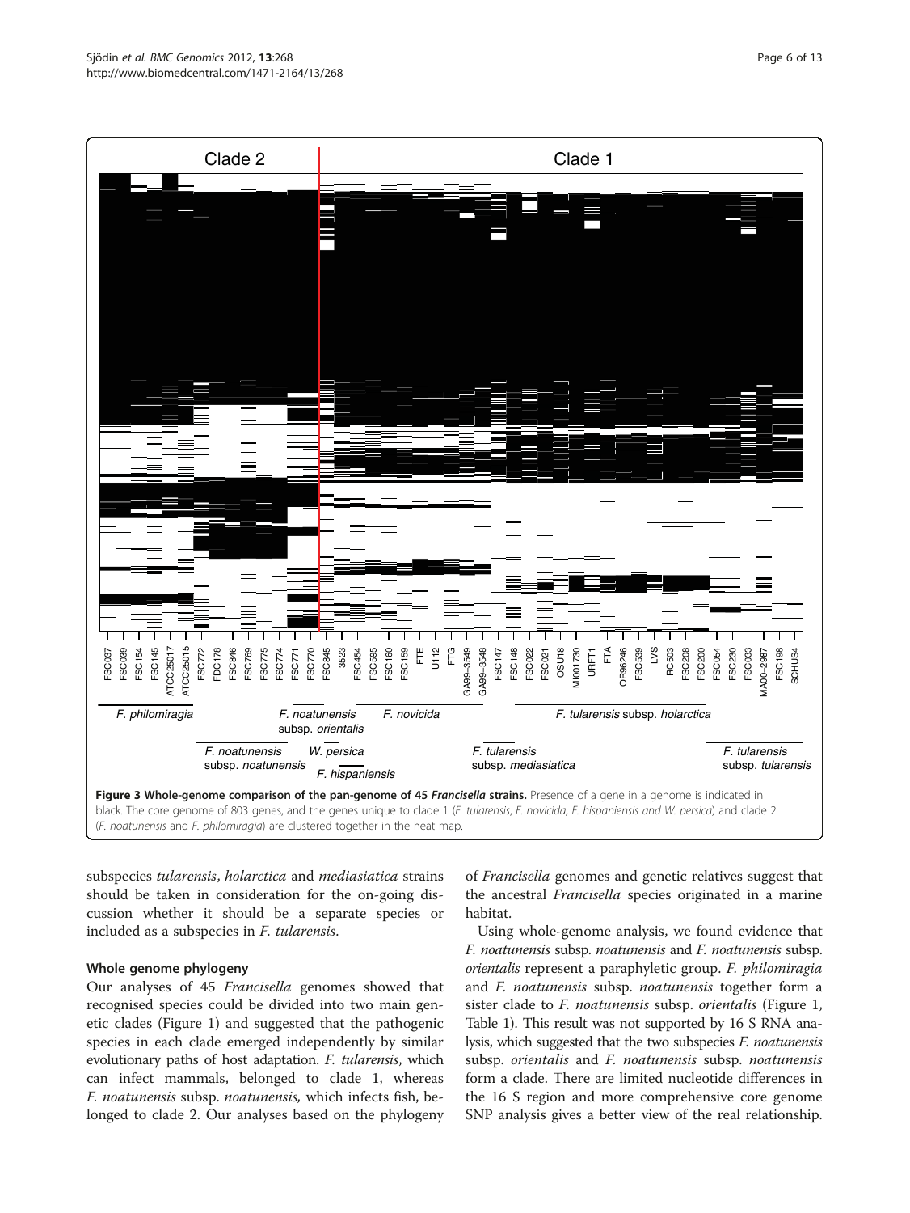**Figure 3 Whole-genome comparison of the pan-genome of 45 *Francisella* strains.** Presence of a gene in a genome is indicated in black. The core genome of 803 genes, and the genes unique to clade 1 (*F. tularensis*, *F. novicida*, *F. hispaniensis and W. persica*) and clade 2 (*F. noatunensis* and *F. philomiragia*) are clustered together in the heat map.

subspecies *tularensis*, *holarctica* and *mediasiatica* strains should be taken in consideration for the on-going discussion whether it should be a separate species or included as a subspecies in *F. tularensis*.

### Whole genome phylogeny

Our analyses of 45 *Francisella* genomes showed that recognised species could be divided into two main genetic clades (Figure 1) and suggested that the pathogenic species in each clade emerged independently by similar evolutionary paths of host adaptation. *F. tularensis*, which can infect mammals, belonged to clade 1, whereas *F. noatunensis* subsp. *noatunensis,* which infects fish, belonged to clade 2. Our analyses based on the phylogeny of *Francisella* genomes and genetic relatives suggest that the ancestral *Francisella* species originated in a marine habitat.

Using whole-genome analysis, we found evidence that *F. noatunensis* subsp. *noatunensis* and *F. noatunensis* subsp. *orientalis* represent a paraphyletic group. *F. philomiragia* and *F. noatunensis* subsp. *noatunensis* together form a sister clade to *F. noatunensis* subsp. *orientalis* (Figure 1, Table 1). This result was not supported by 16 S RNA analysis, which suggested that the two subspecies *F. noatunensis* subsp. *orientalis* and *F. noatunensis* subsp. *noatunensis* form a clade. There are limited nucleotide differences in the 16 S region and more comprehensive core genome SNP analysis gives a better view of the real relationship.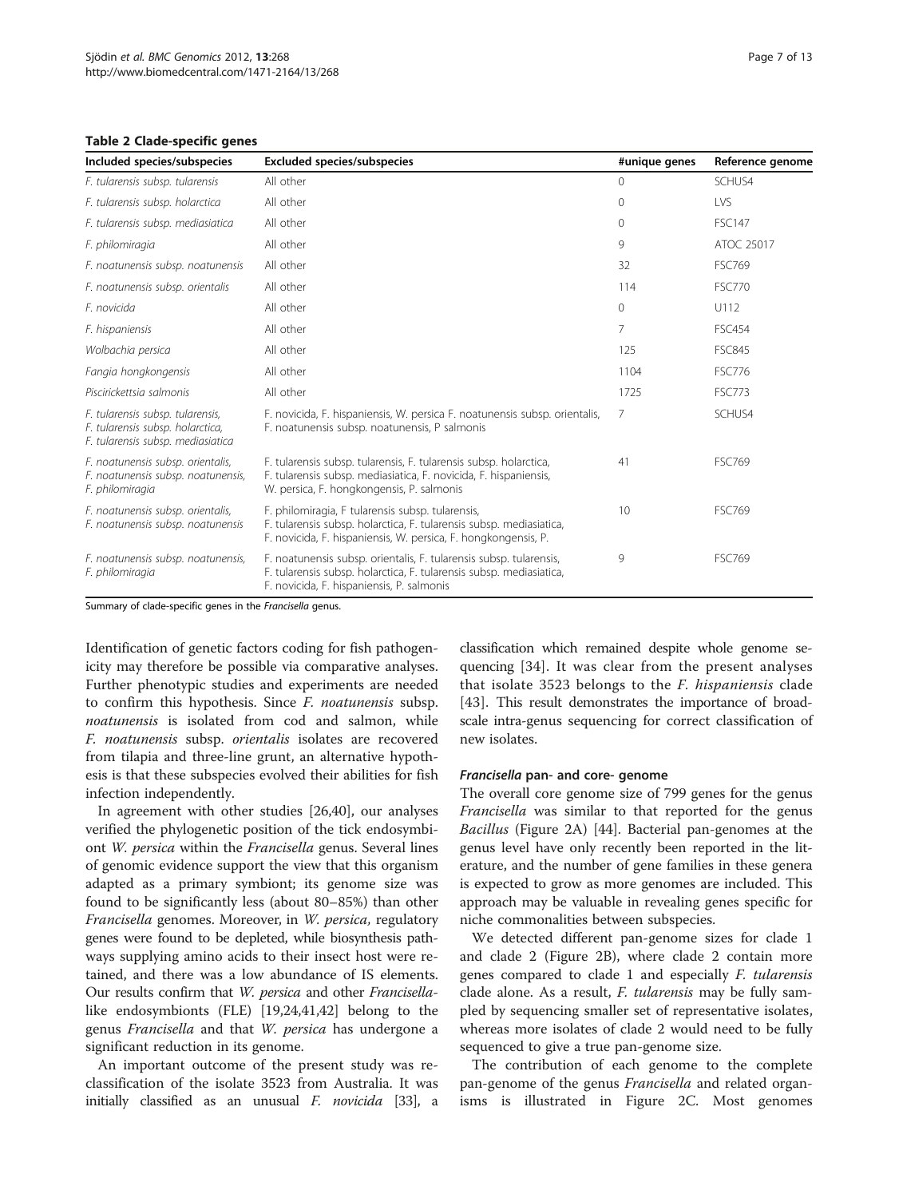**Table 2 Clade-specific genes**

| Included species/subspecies | Excluded species/subspecies | #unique genes | Reference genome |
| --- | --- | --- | --- |
| *F. tularensis subsp. tularensis* | All other | 0 | SCHUS4 |
| *F. tularensis subsp. holarctica* | All other | 0 | LVS |
| *F. tularensis subsp. mediasiatica* | All other | 0 | FSC147 |
| *F. philomiragia* | All other | 9 | ATOC 25017 |
| *F. noatunensis subsp. noatunensis* | All other | 32 | FSC769 |
| *F. noatunensis subsp. orientalis* | All other | 114 | FSC770 |
| *F. novicida* | All other | 0 | U112 |
| *F. hispaniensis* | All other | 7 | FSC454 |
| *Wolbachia persica* | All other | 125 | FSC845 |
| *Fangia hongkongensis* | All other | 1104 | FSC776 |
| *Piscirickettsia salmonis* | All other | 1725 | FSC773 |
| *F. tularensis subsp. tularensis, F. tularensis subsp. holarctica, F. tularensis subsp. mediasiatica* | F. novicida, F. hispaniensis, W. persica F. noatunensis subsp. orientalis, F. noatunensis subsp. noatunensis, P salmonis | 7 | SCHUS4 |
| *F. noatunensis subsp. orientalis, F. noatunensis subsp. noatunensis, F. philomiragia* | F. tularensis subsp. tularensis, F. tularensis subsp. holarctica, F. tularensis subsp. mediasiatica, F. novicida, F. hispaniensis, W. persica, F. hongkongensis, P. salmonis | 41 | FSC769 |
| *F. noatunensis subsp. orientalis, F. noatunensis subsp. noatunensis* | F. philomiragia, F tularensis subsp. tularensis, F. tularensis subsp. holarctica, F. tularensis subsp. mediasiatica, F. novicida, F. hispaniensis, W. persica, F. hongkongensis, P. | 10 | FSC769 |
| *F. noatunensis subsp. noatunensis, F. philomiragia* | F. noatunensis subsp. orientalis, F. tularensis subsp. tularensis, F. tularensis subsp. holarctica, F. tularensis subsp. mediasiatica, F. novicida, F. hispaniensis, P. salmonis | 9 | FSC769 |

Summary of clade-specific genes in the *Francisella* genus.

Identification of genetic factors coding for fish pathogenicity may therefore be possible via comparative analyses. Further phenotypic studies and experiments are needed to confirm this hypothesis. Since *F. noatunensis* subsp. *noatunensis* is isolated from cod and salmon, while *F. noatunensis* subsp. *orientalis* isolates are recovered from tilapia and three-line grunt, an alternative hypothesis is that these subspecies evolved their abilities for fish infection independently.

In agreement with other studies [26,40], our analyses verified the phylogenetic position of the tick endosymbiont *W. persica* within the *Francisella* genus. Several lines of genomic evidence support the view that this organism adapted as a primary symbiont; its genome size was found to be significantly less (about 80–85%) than other *Francisella* genomes. Moreover, in *W. persica*, regulatory genes were found to be depleted, while biosynthesis pathways supplying amino acids to their insect host were retained, and there was a low abundance of IS elements. Our results confirm that *W. persica* and other *Francisella*-like endosymbionts (FLE) [19,24,41,42] belong to the genus *Francisella* and that *W. persica* has undergone a significant reduction in its genome.

An important outcome of the present study was reclassification of the isolate 3523 from Australia. It was initially classified as an unusual *F. novicida* [33], a classification which remained despite whole genome sequencing [34]. It was clear from the present analyses that isolate 3523 belongs to the *F. hispaniensis* clade [43]. This result demonstrates the importance of broad-scale intra-genus sequencing for correct classification of new isolates.

#### *Francisella* pan- and core- genome

The overall core genome size of 799 genes for the genus *Francisella* was similar to that reported for the genus *Bacillus* (Figure 2A) [44]. Bacterial pan-genomes at the genus level have only recently been reported in the literature, and the number of gene families in these genera is expected to grow as more genomes are included. This approach may be valuable in revealing genes specific for niche commonalities between subspecies.

We detected different pan-genome sizes for clade 1 and clade 2 (Figure 2B), where clade 2 contain more genes compared to clade 1 and especially *F. tularensis* clade alone. As a result, *F. tularensis* may be fully sampled by sequencing smaller set of representative isolates, whereas more isolates of clade 2 would need to be fully sequenced to give a true pan-genome size.

The contribution of each genome to the complete pan-genome of the genus *Francisella* and related organisms is illustrated in Figure 2C. Most genomes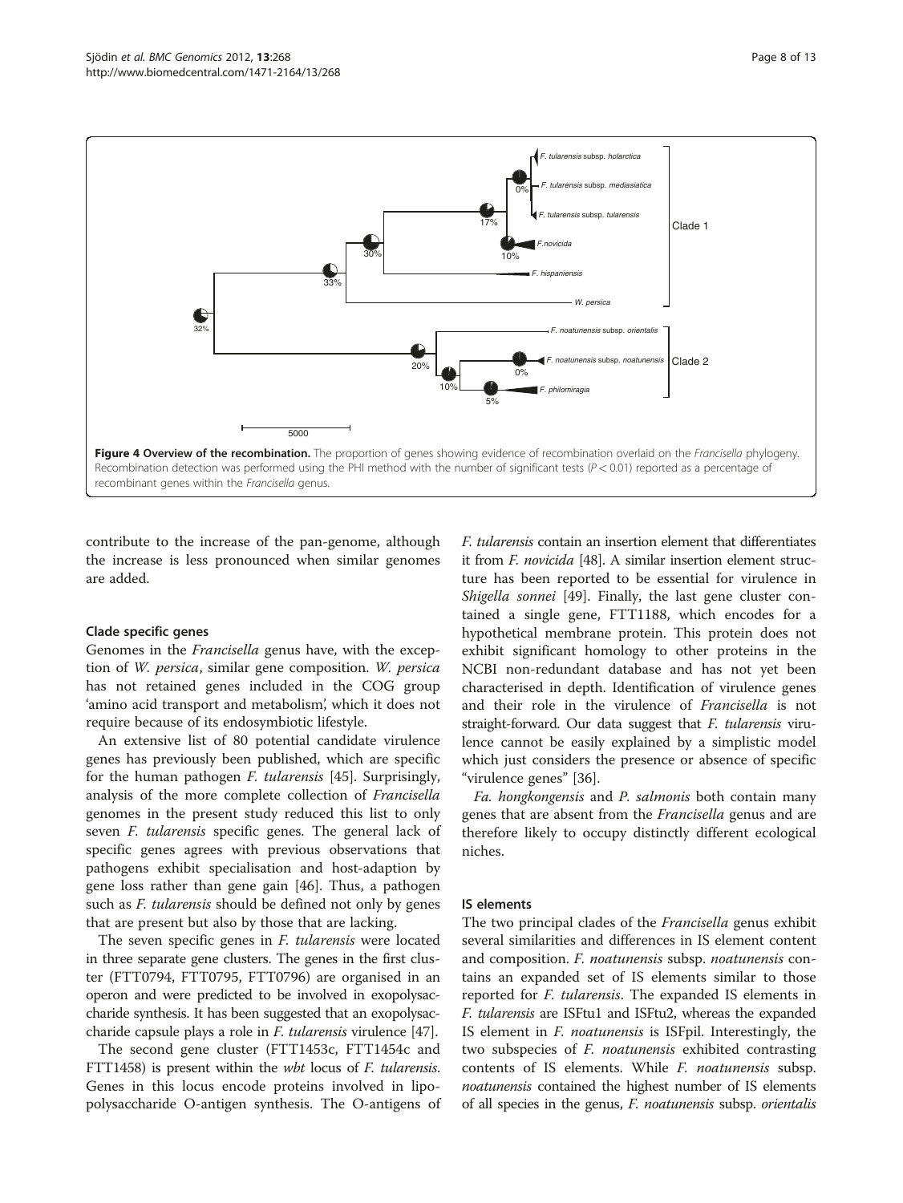**Figure 4 Overview of the recombination.** The proportion of genes showing evidence of recombination overlaid on the *Francisella* phylogeny. Recombination detection was performed using the PHI method with the number of significant tests ($P < 0.01$) reported as a percentage of recombinant genes within the *Francisella* genus.

contribute to the increase of the pan-genome, although the increase is less pronounced when similar genomes are added.

### Clade specific genes

Genomes in the *Francisella* genus have, with the exception of *W. persica*, similar gene composition. *W. persica* has not retained genes included in the COG group 'amino acid transport and metabolism', which it does not require because of its endosymbiotic lifestyle.

An extensive list of 80 potential candidate virulence genes has previously been published, which are specific for the human pathogen *F. tularensis* [45]. Surprisingly, analysis of the more complete collection of *Francisella* genomes in the present study reduced this list to only seven *F. tularensis* specific genes. The general lack of specific genes agrees with previous observations that pathogens exhibit specialisation and host-adaption by gene loss rather than gene gain [46]. Thus, a pathogen such as *F. tularensis* should be defined not only by genes that are present but also by those that are lacking.

The seven specific genes in *F. tularensis* were located in three separate gene clusters. The genes in the first cluster (FTT0794, FTT0795, FTT0796) are organised in an operon and were predicted to be involved in exopolysaccharide synthesis. It has been suggested that an exopolysaccharide capsule plays a role in *F. tularensis* virulence [47].

The second gene cluster (FTT1453c, FTT1454c and FTT1458) is present within the *wbt* locus of *F. tularensis*. Genes in this locus encode proteins involved in lipopolysaccharide O-antigen synthesis. The O-antigens of *F. tularensis* contain an insertion element that differentiates it from *F. novicida* [48]. A similar insertion element structure has been reported to be essential for virulence in *Shigella sonnei* [49]. Finally, the last gene cluster contained a single gene, FTT1188, which encodes for a hypothetical membrane protein. This protein does not exhibit significant homology to other proteins in the NCBI non-redundant database and has not yet been characterised in depth. Identification of virulence genes and their role in the virulence of *Francisella* is not straight-forward. Our data suggest that *F. tularensis* virulence cannot be easily explained by a simplistic model which just considers the presence or absence of specific "virulence genes" [36].

*Fa. hongkongensis* and *P. salmonis* both contain many genes that are absent from the *Francisella* genus and are therefore likely to occupy distinctly different ecological niches.

### IS elements

The two principal clades of the *Francisella* genus exhibit several similarities and differences in IS element content and composition. *F. noatunensis* subsp. *noatunensis* contains an expanded set of IS elements similar to those reported for *F. tularensis*. The expanded IS elements in *F. tularensis* are ISFtu1 and ISFtu2, whereas the expanded IS element in *F. noatunensis* is ISFpil. Interestingly, the two subspecies of *F. noatunensis* exhibited contrasting contents of IS elements. While *F. noatunensis* subsp. *noatunensis* contained the highest number of IS elements of all species in the genus, *F. noatunensis* subsp. *orientalis*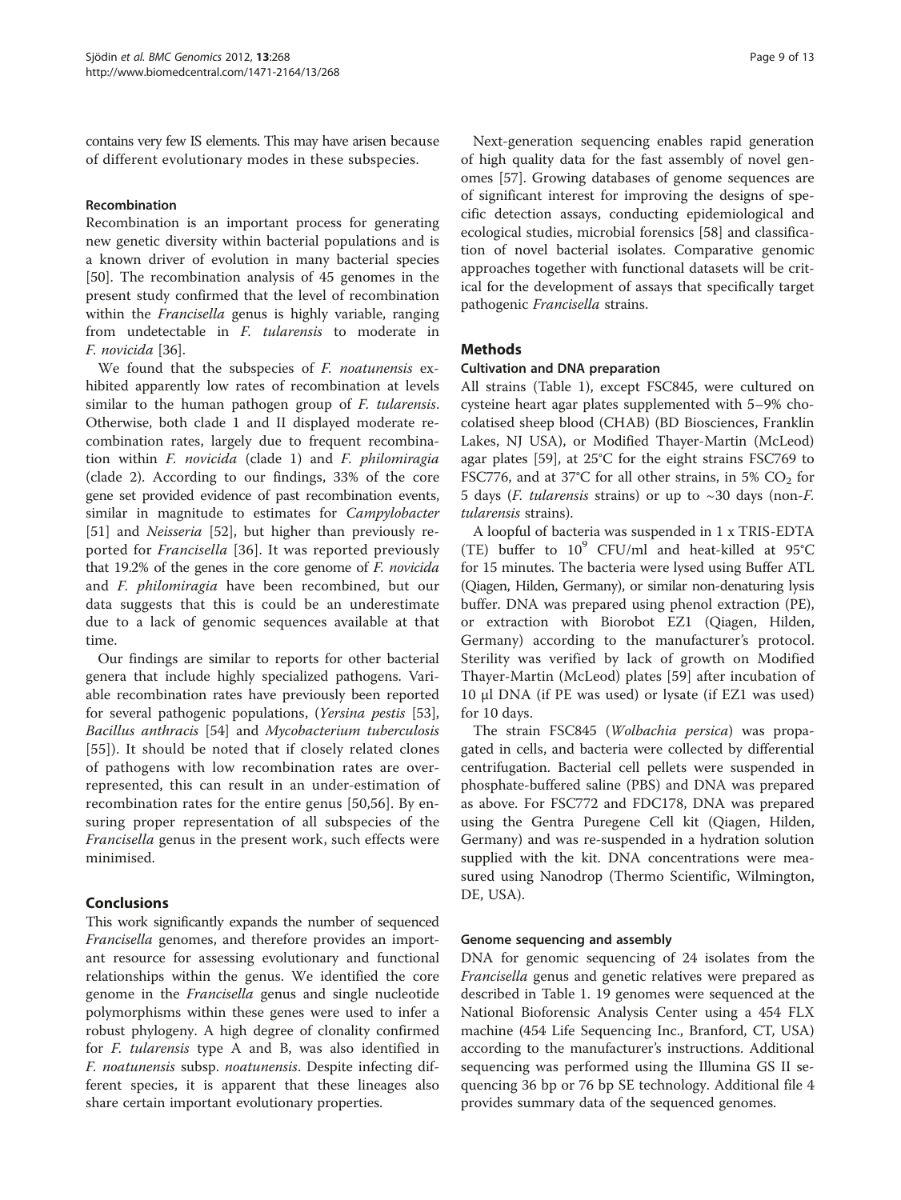contains very few IS elements. This may have arisen because of different evolutionary modes in these subspecies.

#### Recombination

Recombination is an important process for generating new genetic diversity within bacterial populations and is a known driver of evolution in many bacterial species [50]. The recombination analysis of 45 genomes in the present study confirmed that the level of recombination within the *Francisella* genus is highly variable, ranging from undetectable in *F. tularensis* to moderate in *F. novicida* [36].

We found that the subspecies of *F. noatunensis* exhibited apparently low rates of recombination at levels similar to the human pathogen group of *F. tularensis*. Otherwise, both clade 1 and II displayed moderate recombination rates, largely due to frequent recombination within *F. novicida* (clade 1) and *F. philomiragia* (clade 2). According to our findings, 33% of the core gene set provided evidence of past recombination events, similar in magnitude to estimates for *Campylobacter* [51] and *Neisseria* [52], but higher than previously reported for *Francisella* [36]. It was reported previously that 19.2% of the genes in the core genome of *F. novicida* and *F. philomiragia* have been recombined, but our data suggests that this is could be an underestimate due to a lack of genomic sequences available at that time.

Our findings are similar to reports for other bacterial genera that include highly specialized pathogens. Variable recombination rates have previously been reported for several pathogenic populations, (*Yersina pestis* [53], *Bacillus anthracis* [54] and *Mycobacterium tuberculosis* [55]). It should be noted that if closely related clones of pathogens with low recombination rates are overrepresented, this can result in an under-estimation of recombination rates for the entire genus [50,56]. By ensuring proper representation of all subspecies of the *Francisella* genus in the present work, such effects were minimised.

## Conclusions

This work significantly expands the number of sequenced *Francisella* genomes, and therefore provides an important resource for assessing evolutionary and functional relationships within the genus. We identified the core genome in the *Francisella* genus and single nucleotide polymorphisms within these genes were used to infer a robust phylogeny. A high degree of clonality confirmed for *F. tularensis* type A and B, was also identified in *F. noatunensis* subsp. *noatunensis*. Despite infecting different species, it is apparent that these lineages also share certain important evolutionary properties.

Next-generation sequencing enables rapid generation of high quality data for the fast assembly of novel genomes [57]. Growing databases of genome sequences are of significant interest for improving the designs of specific detection assays, conducting epidemiological and ecological studies, microbial forensics [58] and classification of novel bacterial isolates. Comparative genomic approaches together with functional datasets will be critical for the development of assays that specifically target pathogenic *Francisella* strains.

## Methods

#### Cultivation and DNA preparation

All strains (Table 1), except FSC845, were cultured on cysteine heart agar plates supplemented with 5–9% chocolatised sheep blood (CHAB) (BD Biosciences, Franklin Lakes, NJ USA), or Modified Thayer-Martin (McLeod) agar plates [59], at 25°C for the eight strains FSC769 to FSC776, and at 37°C for all other strains, in 5% $CO_2$ for 5 days (*F. tularensis* strains) or up to ~30 days (non-*F. tularensis* strains).

A loopful of bacteria was suspended in 1 x TRIS-EDTA (TE) buffer to $10^9$ CFU/ml and heat-killed at 95°C for 15 minutes. The bacteria were lysed using Buffer ATL (Qiagen, Hilden, Germany), or similar non-denaturing lysis buffer. DNA was prepared using phenol extraction (PE), or extraction with Biorobot EZ1 (Qiagen, Hilden, Germany) according to the manufacturer's protocol. Sterility was verified by lack of growth on Modified Thayer-Martin (McLeod) plates [59] after incubation of 10 μl DNA (if PE was used) or lysate (if EZ1 was used) for 10 days.

The strain FSC845 (*Wolbachia persica*) was propagated in cells, and bacteria were collected by differential centrifugation. Bacterial cell pellets were suspended in phosphate-buffered saline (PBS) and DNA was prepared as above. For FSC772 and FDC178, DNA was prepared using the Gentra Puregene Cell kit (Qiagen, Hilden, Germany) and was re-suspended in a hydration solution supplied with the kit. DNA concentrations were measured using Nanodrop (Thermo Scientific, Wilmington, DE, USA).

#### Genome sequencing and assembly

DNA for genomic sequencing of 24 isolates from the *Francisella* genus and genetic relatives were prepared as described in Table 1. 19 genomes were sequenced at the National Bioforensic Analysis Center using a 454 FLX machine (454 Life Sequencing Inc., Branford, CT, USA) according to the manufacturer's instructions. Additional sequencing was performed using the Illumina GS II sequencing 36 bp or 76 bp SE technology. Additional file 4 provides summary data of the sequenced genomes.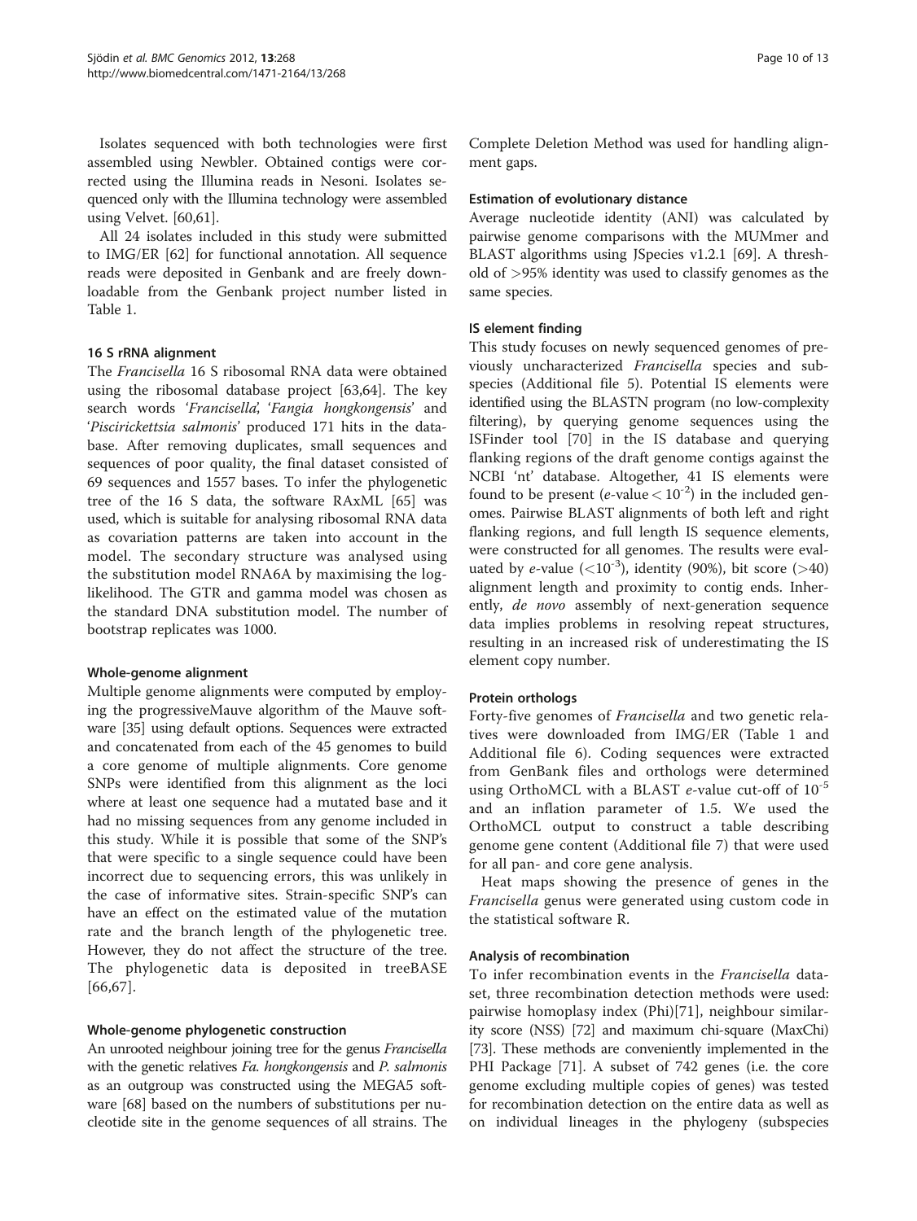Isolates sequenced with both technologies were first assembled using Newbler. Obtained contigs were corrected using the Illumina reads in Nesoni. Isolates sequenced only with the Illumina technology were assembled using Velvet. [60,61].

All 24 isolates included in this study were submitted to IMG/ER [62] for functional annotation. All sequence reads were deposited in Genbank and are freely downloadable from the Genbank project number listed in Table 1.

### 16 S rRNA alignment

The *Francisella* 16 S ribosomal RNA data were obtained using the ribosomal database project [63,64]. The key search words '*Francisella*', '*Fangia hongkongensis*' and '*Piscirickettsia salmonis*' produced 171 hits in the database. After removing duplicates, small sequences and sequences of poor quality, the final dataset consisted of 69 sequences and 1557 bases. To infer the phylogenetic tree of the 16 S data, the software RAxML [65] was used, which is suitable for analysing ribosomal RNA data as covariation patterns are taken into account in the model. The secondary structure was analysed using the substitution model RNA6A by maximising the log-likelihood. The GTR and gamma model was chosen as the standard DNA substitution model. The number of bootstrap replicates was 1000.

### Whole-genome alignment

Multiple genome alignments were computed by employing the progressiveMauve algorithm of the Mauve software [35] using default options. Sequences were extracted and concatenated from each of the 45 genomes to build a core genome of multiple alignments. Core genome SNPs were identified from this alignment as the loci where at least one sequence had a mutated base and it had no missing sequences from any genome included in this study. While it is possible that some of the SNP's that were specific to a single sequence could have been incorrect due to sequencing errors, this was unlikely in the case of informative sites. Strain-specific SNP's can have an effect on the estimated value of the mutation rate and the branch length of the phylogenetic tree. However, they do not affect the structure of the tree. The phylogenetic data is deposited in treeBASE [66,67].

### Whole-genome phylogenetic construction

An unrooted neighbour joining tree for the genus *Francisella* with the genetic relatives *Fa. hongkongensis* and *P. salmonis* as an outgroup was constructed using the MEGA5 software [68] based on the numbers of substitutions per nucleotide site in the genome sequences of all strains. The Complete Deletion Method was used for handling alignment gaps.

### Estimation of evolutionary distance

Average nucleotide identity (ANI) was calculated by pairwise genome comparisons with the MUMmer and BLAST algorithms using JSpecies v1.2.1 [69]. A threshold of >95% identity was used to classify genomes as the same species.

### IS element finding

This study focuses on newly sequenced genomes of previously uncharacterized *Francisella* species and subspecies (Additional file 5). Potential IS elements were identified using the BLASTN program (no low-complexity filtering), by querying genome sequences using the ISFinder tool [70] in the IS database and querying flanking regions of the draft genome contigs against the NCBI 'nt' database. Altogether, 41 IS elements were found to be present (*e*-value $< 10^{-2}$) in the included genomes. Pairwise BLAST alignments of both left and right flanking regions, and full length IS sequence elements, were constructed for all genomes. The results were evaluated by *e*-value ($<10^{-3}$), identity (90%), bit score (>40) alignment length and proximity to contig ends. Inherently, *de novo* assembly of next-generation sequence data implies problems in resolving repeat structures, resulting in an increased risk of underestimating the IS element copy number.

### Protein orthologs

Forty-five genomes of *Francisella* and two genetic relatives were downloaded from IMG/ER (Table 1 and Additional file 6). Coding sequences were extracted from GenBank files and orthologs were determined using OrthoMCL with a BLAST *e*-value cut-off of $10^{-5}$ and an inflation parameter of 1.5. We used the OrthoMCL output to construct a table describing genome gene content (Additional file 7) that were used for all pan- and core gene analysis.

Heat maps showing the presence of genes in the *Francisella* genus were generated using custom code in the statistical software R.

### Analysis of recombination

To infer recombination events in the *Francisella* dataset, three recombination detection methods were used: pairwise homoplasy index (Phi)[71], neighbour similarity score (NSS) [72] and maximum chi-square (MaxChi) [73]. These methods are conveniently implemented in the PHI Package [71]. A subset of 742 genes (i.e. the core genome excluding multiple copies of genes) was tested for recombination detection on the entire data as well as on individual lineages in the phylogeny (subspecies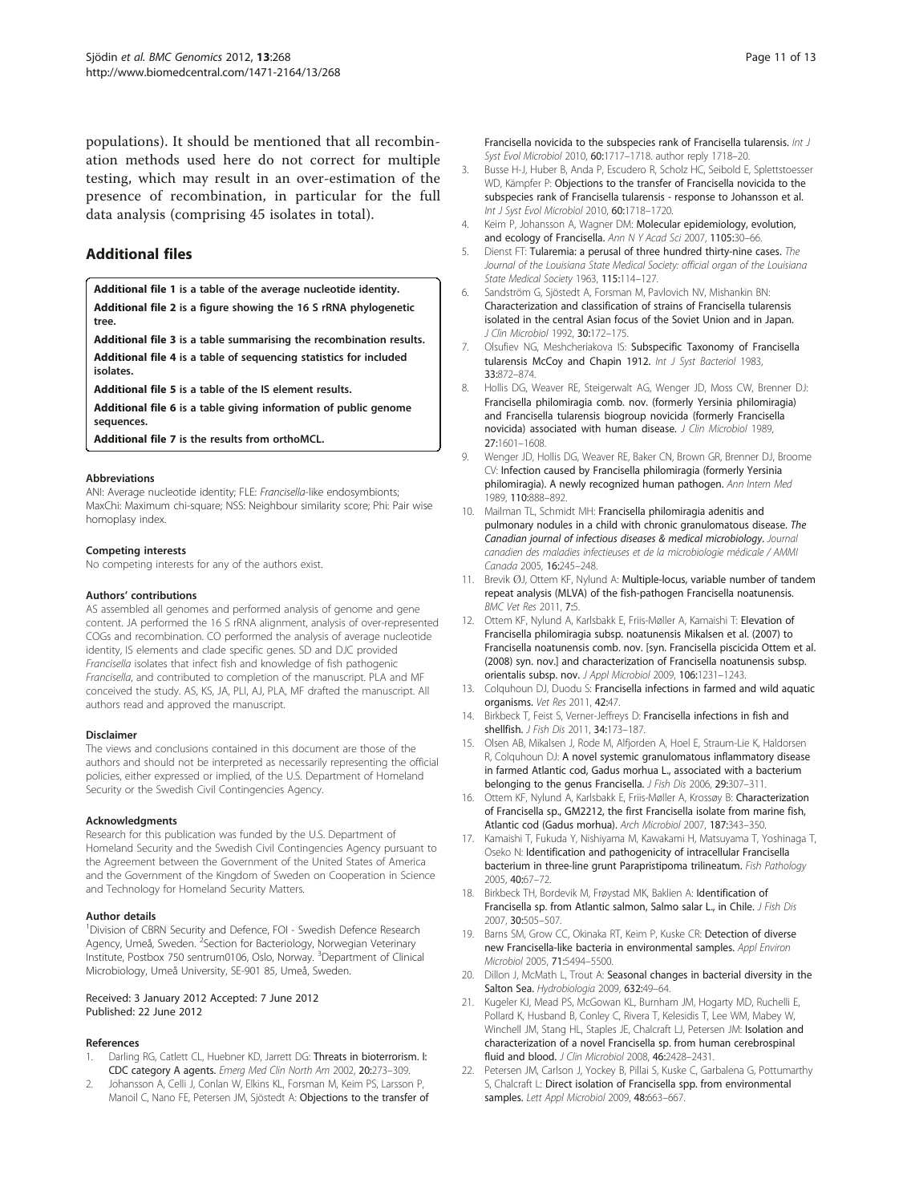populations). It should be mentioned that all recombination methods used here do not correct for multiple testing, which may result in an over-estimation of the presence of recombination, in particular for the full data analysis (comprising 45 isolates in total).

## Additional files

**Additional file 1** is a table of the average nucleotide identity.

**Additional file 2** is a figure showing the 16 S rRNA phylogenetic tree.

**Additional file 3** is a table summarising the recombination results.

**Additional file 4** is a table of sequencing statistics for included isolates.

**Additional file 5** is a table of the IS element results.

**Additional file 6** is a table giving information of public genome sequences.

**Additional file 7** is the results from orthoMCL.

#### Abbreviations

ANI: Average nucleotide identity; FLE: *Francisella*-like endosymbionts; MaxChi: Maximum chi-square; NSS: Neighbour similarity score; Phi: Pair wise homoplasy index.

#### Competing interests

No competing interests for any of the authors exist.

#### Authors' contributions

AS assembled all genomes and performed analysis of genome and gene content. JA performed the 16 S rRNA alignment, analysis of over-represented COGs and recombination. CO performed the analysis of average nucleotide identity, IS elements and clade specific genes. SD and DJC provided *Francisella* isolates that infect fish and knowledge of fish pathogenic *Francisella*, and contributed to completion of the manuscript. PLA and MF conceived the study. AS, KS, JA, PLI, AJ, PLA, MF drafted the manuscript. All authors read and approved the manuscript.

#### Disclaimer

The views and conclusions contained in this document are those of the authors and should not be interpreted as necessarily representing the official policies, either expressed or implied, of the U.S. Department of Homeland Security or the Swedish Civil Contingencies Agency.

#### Acknowledgments

Research for this publication was funded by the U.S. Department of Homeland Security and the Swedish Civil Contingencies Agency pursuant to the Agreement between the Government of the United States of America and the Government of the Kingdom of Sweden on Cooperation in Science and Technology for Homeland Security Matters.

#### Author details

[1]Division of CBRN Security and Defence, FOI - Swedish Defence Research Agency, Umeå, Sweden. [2]Section for Bacteriology, Norwegian Veterinary Institute, Postbox 750 sentrum0106, Oslo, Norway. [3]Department of Clinical Microbiology, Umeå University, SE-901 85, Umeå, Sweden.

Received: 3 January 2012 Accepted: 7 June 2012
Published: 22 June 2012

#### References

1. Darling RG, Catlett CL, Huebner KD, Jarrett DG: **Threats in bioterrorism. I: CDC category A agents.** *Emerg Med Clin North Am* 2002, **20**:273–309.
2. Johansson A, Celli J, Conlan W, Elkins KL, Forsman M, Keim PS, Larsson P, Manoil C, Nano FE, Petersen JM, Sjöstedt A: **Objections to the transfer of Francisella novicida to the subspecies rank of Francisella tularensis.** *Int J Syst Evol Microbiol* 2010, **60**:1717–1718. author reply 1718–20.
3. Busse H-J, Huber B, Anda P, Escudero R, Scholz HC, Seibold E, Splettstoesser WD, Kämpfer P: **Objections to the transfer of Francisella novicida to the subspecies rank of Francisella tularensis - response to Johansson et al.** *Int J Syst Evol Microbiol* 2010, **60**:1718–1720.
4. Keim P, Johansson A, Wagner DM: **Molecular epidemiology, evolution, and ecology of Francisella.** *Ann N Y Acad Sci* 2007, **1105**:30–66.
5. Dienst FT: **Tularemia: a perusal of three hundred thirty-nine cases.** *The Journal of the Louisiana State Medical Society: official organ of the Louisiana State Medical Society* 1963, **115**:114–127.
6. Sandström G, Sjöstedt A, Forsman M, Pavlovich NV, Mishankin BN: **Characterization and classification of strains of Francisella tularensis isolated in the central Asian focus of the Soviet Union and in Japan.** *J Clin Microbiol* 1992, **30**:172–175.
7. Olsufiev NG, Meshcheriakova IS: **Subspecific Taxonomy of Francisella tularensis McCoy and Chapin 1912.** *Int J Syst Bacteriol* 1983, **33**:872–874.
8. Hollis DG, Weaver RE, Steigerwalt AG, Wenger JD, Moss CW, Brenner DJ: **Francisella philomiragia comb. nov. (formerly Yersinia philomiragia) and Francisella tularensis biogroup novicida (formerly Francisella novicida) associated with human disease.** *J Clin Microbiol* 1989, **27**:1601–1608.
9. Wenger JD, Hollis DG, Weaver RE, Baker CN, Brown GR, Brenner DJ, Broome CV: **Infection caused by Francisella philomiragia (formerly Yersinia philomiragia). A newly recognized human pathogen.** *Ann Intern Med* 1989, **110**:888–892.
10. Mailman TL, Schmidt MH: **Francisella philomiragia adenitis and pulmonary nodules in a child with chronic granulomatous disease.** *The Canadian journal of infectious diseases & medical microbiology. Journal canadien des maladies infectieuses et de la microbiologie médicale / AMMI Canada* 2005, **16**:245–248.
11. Brevik ØJ, Ottem KF, Nylund A: **Multiple-locus, variable number of tandem repeat analysis (MLVA) of the fish-pathogen Francisella noatunensis.** *BMC Vet Res* 2011, **7**:5.
12. Ottem KF, Nylund A, Karlsbakk E, Friis-Møller A, Kamaishi T: **Elevation of Francisella philomiragia subsp. noatunensis Mikalsen et al. (2007) to Francisella noatunensis comb. nov. [syn. Francisella piscicida Ottem et al. (2008) syn. nov.] and characterization of Francisella noatunensis subsp. orientalis subsp. nov.** *J Appl Microbiol* 2009, **106**:1231–1243.
13. Colquhoun DJ, Duodu S: **Francisella infections in farmed and wild aquatic organisms.** *Vet Res* 2011, **42**:47.
14. Birkbeck T, Feist S, Verner-Jeffreys D: **Francisella infections in fish and shellfish.** *J Fish Dis* 2011, **34**:173–187.
15. Olsen AB, Mikalsen J, Rode M, Alfjorden A, Hoel E, Straum-Lie K, Haldorsen R, Colquhoun DJ: **A novel systemic granulomatous inflammatory disease in farmed Atlantic cod, Gadus morhua L., associated with a bacterium belonging to the genus Francisella.** *J Fish Dis* 2006, **29**:307–311.
16. Ottem KF, Nylund A, Karlsbakk E, Friis-Møller A, Krossøy B: **Characterization of Francisella sp., GM2212, the first Francisella isolate from marine fish, Atlantic cod (Gadus morhua).** *Arch Microbiol* 2007, **187**:343–350.
17. Kamaishi T, Fukuda Y, Nishiyama M, Kawakami H, Matsuyama T, Yoshinaga T, Oseko N: **Identification and pathogenicity of intracellular Francisella bacterium in three-line grunt Parapristipoma trilineatum.** *Fish Pathology* 2005, **40**:67–72.
18. Birkbeck TH, Bordevik M, Frøystad MK, Baklien A: **Identification of Francisella sp. from Atlantic salmon, Salmo salar L., in Chile.** *J Fish Dis* 2007, **30**:505–507.
19. Barns SM, Grow CC, Okinaka RT, Keim P, Kuske CR: **Detection of diverse new Francisella-like bacteria in environmental samples.** *Appl Environ Microbiol* 2005, **71**:5494–5500.
20. Dillon J, McMath L, Trout A: **Seasonal changes in bacterial diversity in the Salton Sea.** *Hydrobiologia* 2009, **632**:49–64.
21. Kugeler KJ, Mead PS, McGowan KL, Burnham JM, Hogarty MD, Ruchelli E, Pollard K, Husband B, Conley C, Rivera T, Kelesidis T, Lee WM, Mabey W, Winchell JM, Stang HL, Staples JE, Chalcraft LJ, Petersen JM: **Isolation and characterization of a novel Francisella sp. from human cerebrospinal fluid and blood.** *J Clin Microbiol* 2008, **46**:2428–2431.
22. Petersen JM, Carlson J, Yockey B, Pillai S, Kuske C, Garbalena G, Pottumarthy S, Chalcraft L: **Direct isolation of Francisella spp. from environmental samples.** *Lett Appl Microbiol* 2009, **48**:663–667.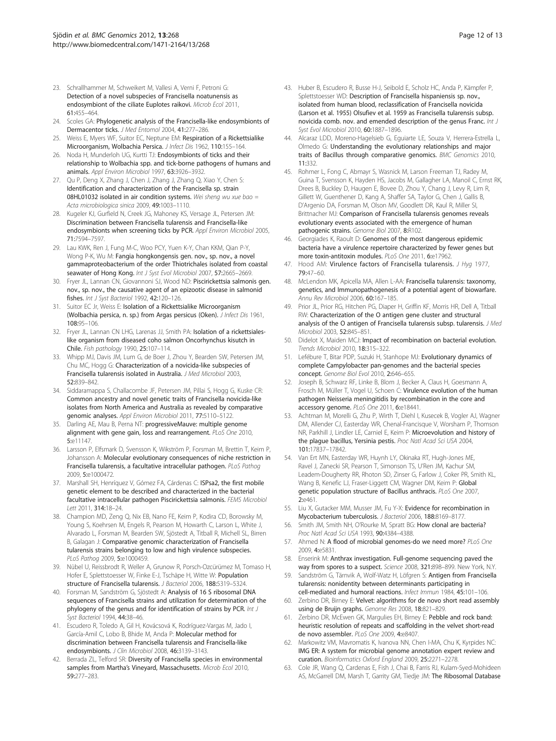23. Schrallhammer M, Schweikert M, Vallesi A, Verni F, Petroni G: **Detection of a novel subspecies of Francisella noatunensis as endosymbiont of the ciliate Euplotes raikovi.** *Microb Ecol* 2011, **61:**455–464.
24. Scoles GA: **Phylogenetic analysis of the Francisella-like endosymbionts of Dermacentor ticks.** *J Med Entomol* 2004, **41:**277–286.
25. Weiss E, Myers WF, Suitor EC, Neptune EM: **Respiration of a Rickettsialike Microorganism, Wolbachia Persica.** *J Infect Dis* 1962, **110:**155–164.
26. Noda H, Munderloh UG, Kurtti TJ: **Endosymbionts of ticks and their relationship to Wolbachia spp. and tick-borne pathogens of humans and animals.** *Appl Environ Microbiol* 1997, **63:**3926–3932.
27. Qu P, Deng X, Zhang J, Chen J, Zhang J, Zhang Q, Xiao Y, Chen S: **Identification and characterization of the Francisella sp. strain 08HL01032 isolated in air condition systems.** *Wei sheng wu xue bao = Acta microbiologica sinica* 2009, **49:**1003–1110.
28. Kugeler KJ, Gurfield N, Creek JG, Mahoney KS, Versage JL, Petersen JM: **Discrimination between Francisella tularensis and Francisella-like endosymbionts when screening ticks by PCR.** *Appl Environ Microbiol* 2005, **71:**7594–7597.
29. Lau KWK, Ren J, Fung M-C, Woo PCY, Yuen K-Y, Chan KKM, Qian P-Y, Wong P-K, Wu M: **Fangia hongkongensis gen. nov., sp. nov., a novel gammaproteobacterium of the order Thiotrichales isolated from coastal seawater of Hong Kong.** *Int J Syst Evol Microbiol* 2007, **57:**2665–2669.
30. Fryer JL, Lannan CN, Giovannoni SJ, Wood ND: **Piscirickettsia salmonis gen. nov., sp. nov., the causative agent of an epizootic disease in salmonid fishes.** *Int J Syst Bacteriol* 1992, **42:**120–126.
31. Suitor EC Jr, Weiss E: **Isolation of a Rickettsialike Microorganism (Wolbachia persica, n. sp.) from Argas persicus (Oken).** *J Infect Dis* 1961, **108:**95–106.
32. Fryer JL, Lannan CN LHG, Larenas JJ, Smith PA: **Isolation of a rickettsiales-like organism from diseased coho salmon Oncorhynchus kisutch in Chile.** *Fish pathology* 1990, **25:**107–114.
33. Whipp MJ, Davis JM, Lum G, de Boer J, Zhou Y, Bearden SW, Petersen JM, Chu MC, Hogg G: **Characterization of a novicida-like subspecies of Francisella tularensis isolated in Australia.** *J Med Microbiol* 2003, **52:**839–842.
34. Siddaramappa S, Challacombe JF, Petersen JM, Pillai S, Hogg G, Kuske CR: **Common ancestry and novel genetic traits of Francisella novicida-like isolates from North America and Australia as revealed by comparative genomic analyses.** *Appl Environ Microbiol* 2011, **77:**5110–5122.
35. Darling AE, Mau B, Perna NT: **progressiveMauve: multiple genome alignment with gene gain, loss and rearrangement.** *PLoS One* 2010, **5:**e11147.
36. Larsson P, Elfsmark D, Svensson K, Wikström P, Forsman M, Brettin T, Keim P, Johansson A: **Molecular evolutionary consequences of niche restriction in Francisella tularensis, a facultative intracellular pathogen.** *PLoS Pathog* 2009, **5:**e1000472.
37. Marshall SH, Henríquez V, Gómez FA, Cárdenas C: **ISPsa2, the first mobile genetic element to be described and characterized in the bacterial facultative intracellular pathogen Piscirickettsia salmonis.** *FEMS Microbiol Lett* 2011, **314:**18–24.
38. Champion MD, Zeng Q, Nix EB, Nano FE, Keim P, Kodira CD, Borowsky M, Young S, Koehrsen M, Engels R, Pearson M, Howarth C, Larson L, White J, Alvarado L, Forsman M, Bearden SW, Sjöstedt A, Titball R, Michell SL, Birren B, Galagan J: **Comparative genomic characterization of Francisella tularensis strains belonging to low and high virulence subspecies.** *PLoS Pathog* 2009, **5:**e1000459.
39. Nübel U, Reissbrodt R, Weller A, Grunow R, Porsch-Ozcürümez M, Tomaso H, Hofer E, Splettstoesser W, Finke E-J, Tschäpe H, Witte W: **Population structure of Francisella tularensis.** *J Bacteriol* 2006, **188:**5319–5324.
40. Forsman M, Sandström G, Sjöstedt A: **Analysis of 16 S ribosomal DNA sequences of Francisella strains and utilization for determination of the phylogeny of the genus and for identification of strains by PCR.** *Int J Syst Bacteriol* 1994, **44:**38–46.
41. Escudero R, Toledo A, Gil H, Kovácsová K, Rodríguez-Vargas M, Jado I, García-Amil C, Lobo B, Bhide M, Anda P: **Molecular method for discrimination between Francisella tularensis and Francisella-like endosymbionts.** *J Clin Microbiol* 2008, **46:**3139–3143.
42. Berrada ZL, Telford SR: **Diversity of Francisella species in environmental samples from Martha's Vineyard, Massachusetts.** *Microb Ecol* 2010, **59:**277–283.
43. Huber B, Escudero R, Busse H-J, Seibold E, Scholz HC, Anda P, Kämpfer P, Splettstoesser WD: **Description of Francisella hispaniensis sp. nov., isolated from human blood, reclassification of Francisella novicida (Larson et al. 1955) Olsufiev et al. 1959 as Francisella tularensis subsp. novicida comb. nov. and emended description of the genus Franc.** *Int J Syst Evol Microbiol* 2010, **60:**1887–1896.
44. Alcaraz LDD, Moreno-Hagelsieb G, Eguiarte LE, Souza V, Herrera-Estrella L, Olmedo G: **Understanding the evolutionary relationships and major traits of Bacillus through comparative genomics.** *BMC Genomics* 2010, **11:**332.
45. Rohmer L, Fong C, Abmayr S, Wasnick M, Larson Freeman TJ, Radey M, Guina T, Svensson K, Hayden HS, Jacobs M, Gallagher LA, Manoil C, Ernst RK, Drees B, Buckley D, Haugen E, Bovee D, Zhou Y, Chang J, Levy R, Lim R, Gillett W, Guenthener D, Kang A, Shaffer SA, Taylor G, Chen J, Gallis B, D'Argenio DA, Forsman M, Olson MV, Goodlett DR, Kaul R, Miller SI, Brittnacher MJ: **Comparison of Francisella tularensis genomes reveals evolutionary events associated with the emergence of human pathogenic strains.** *Genome Biol* 2007, **8:**R102.
46. Georgiades K, Raoult D: **Genomes of the most dangerous epidemic bacteria have a virulence repertoire characterized by fewer genes but more toxin-antitoxin modules.** *PLoS One* 2011, **6:**e17962.
47. Hood AM: **Virulence factors of Francisella tularensis.** *J Hyg* 1977, **79:**47–60.
48. McLendon MK, Apicella MA, Allen L-AA: **Francisella tularensis: taxonomy, genetics, and Immunopathogenesis of a potential agent of biowarfare.** *Annu Rev Microbiol* 2006, **60:**167–185.
49. Prior JL, Prior RG, Hitchen PG, Diaper H, Griffin KF, Morris HR, Dell A, Titball RW: **Characterization of the O antigen gene cluster and structural analysis of the O antigen of Francisella tularensis subsp. tularensis.** *J Med Microbiol* 2003, **52:**845–851.
50. Didelot X, Maiden MCJ: **Impact of recombination on bacterial evolution.** *Trends Microbiol* 2010, **18:**315–322.
51. Lefébure T, Bitar PDP, Suzuki H, Stanhope MJ: **Evolutionary dynamics of complete Campylobacter pan-genomes and the bacterial species concept.** *Genome Biol Evol* 2010, **2:**646–655.
52. Joseph B, Schwarz RF, Linke B, Blom J, Becker A, Claus H, Goesmann A, Frosch M, Müller T, Vogel U, Schoen C: **Virulence evolution of the human pathogen Neisseria meningitidis by recombination in the core and accessory genome.** *PLoS One* 2011, **6:**e18441.
53. Achtman M, Morelli G, Zhu P, Wirth T, Diehl I, Kusecek B, Vogler AJ, Wagner DM, Allender CJ, Easterday WR, Chenal-Francisque V, Worsham P, Thomson NR, Parkhill J, Lindler LE, Carniel E, Keim P: **Microevolution and history of the plague bacillus, Yersinia pestis.** *Proc Natl Acad Sci USA* 2004, **101:**17837–17842.
54. Van Ert MN, Easterday WR, Huynh LY, Okinaka RT, Hugh-Jones ME, Ravel J, Zanecki SR, Pearson T, Simonson TS, U'Ren JM, Kachur SM, Leadem-Dougherty RR, Rhoton SD, Zinser G, Farlow J, Coker PR, Smith KL, Wang B, Kenefic LJ, Fraser-Liggett CM, Wagner DM, Keim P: **Global genetic population structure of Bacillus anthracis.** *PLoS One* 2007, **2:**e461.
55. Liu X, Gutacker MM, Musser JM, Fu Y-X: **Evidence for recombination in Mycobacterium tuberculosis.** *J Bacteriol* 2006, **188:**8169–8177.
56. Smith JM, Smith NH, O'Rourke M, Spratt BG: **How clonal are bacteria?** *Proc Natl Acad Sci USA* 1993, **90:**4384–4388.
57. Ahmed N: **A flood of microbial genomes-do we need more?** *PLoS One* 2009, **4:**e5831.
58. Enserink M: **Anthrax investigation. Full-genome sequencing paved the way from spores to a suspect.** *Science* 2008, **321:**898–899. New York, N.Y.
59. Sandström G, Tärnvik A, Wolf-Watz H, Löfgren S: **Antigen from Francisella tularensis: nonidentity between determinants participating in cell-mediated and humoral reactions.** *Infect Immun* 1984, **45:**101–106.
60. Zerbino DR, Birney E: **Velvet: algorithms for de novo short read assembly using de Bruijn graphs.** *Genome Res* 2008, **18:**821–829.
61. Zerbino DR, McEwen GK, Margulies EH, Birney E: **Pebble and rock band: heuristic resolution of repeats and scaffolding in the velvet short-read de novo assembler.** *PLoS One* 2009, **4:**e8407.
62. Markowitz VM, Mavromatis K, Ivanova NN, Chen I-MA, Chu K, Kyrpides NC: **IMG ER: A system for microbial genome annotation expert review and curation.** *Bioinformatics Oxford England* 2009, **25:**2271–2278.
63. Cole JR, Wang Q, Cardenas E, Fish J, Chai B, Farris RJ, Kulam-Syed-Mohideen AS, McGarrell DM, Marsh T, Garrity GM, Tiedje JM: **The Ribosomal Database**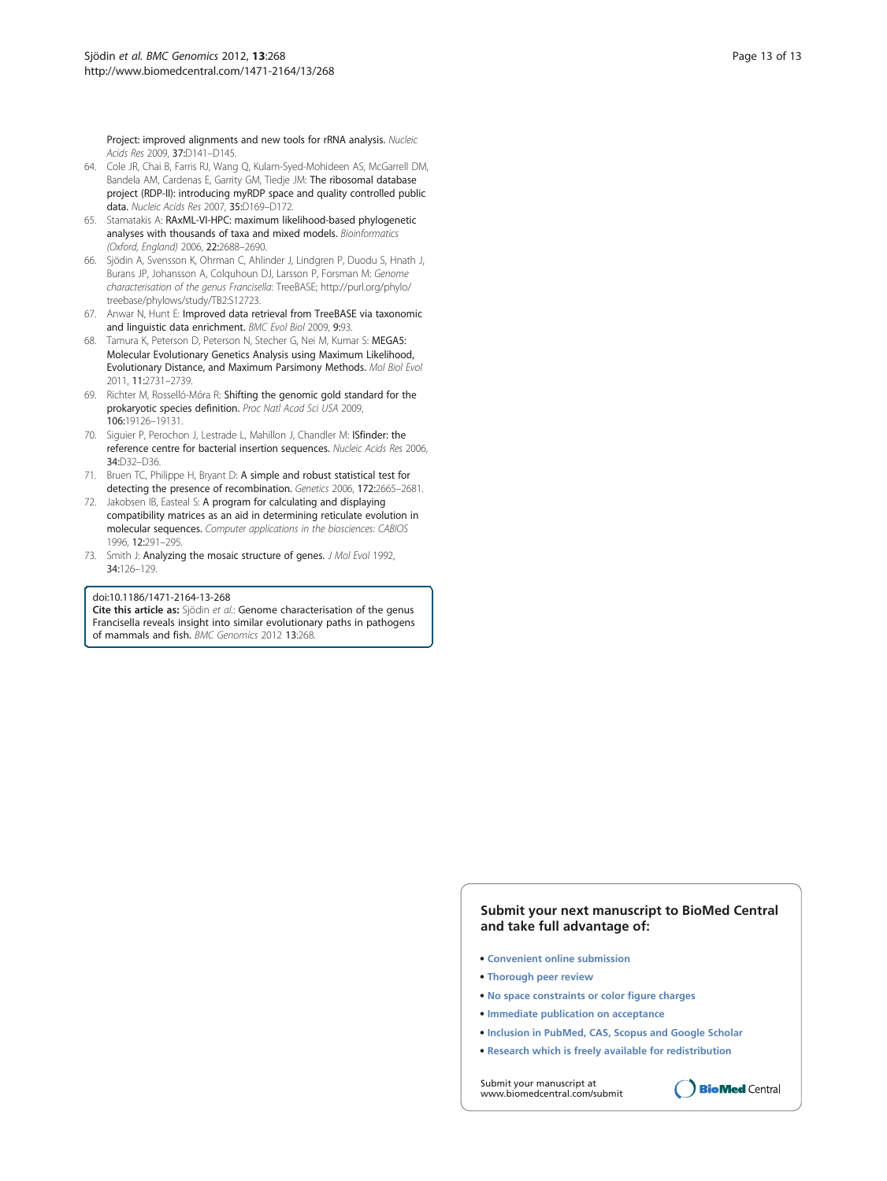Project: improved alignments and new tools for rRNA analysis. *Nucleic Acids Res* 2009, **37:**D141–D145.

64. Cole JR, Chai B, Farris RJ, Wang Q, Kulam-Syed-Mohideen AS, McGarrell DM, Bandela AM, Cardenas E, Garrity GM, Tiedje JM: **The ribosomal database project (RDP-II): introducing myRDP space and quality controlled public data.** *Nucleic Acids Res* 2007, **35:**D169–D172.
65. Stamatakis A: **RAxML-VI-HPC: maximum likelihood-based phylogenetic analyses with thousands of taxa and mixed models.** *Bioinformatics (Oxford, England)* 2006, **22:**2688–2690.
66. Sjödin A, Svensson K, Ohrman C, Ahlinder J, Lindgren P, Duodu S, Hnath J, Burans JP, Johansson A, Colquhoun DJ, Larsson P, Forsman M: *Genome characterisation of the genus Francisella*: TreeBASE; http://purl.org/phylo/treebase/phylows/study/TB2:S12723.
67. Anwar N, Hunt E: **Improved data retrieval from TreeBASE via taxonomic and linguistic data enrichment.** *BMC Evol Biol* 2009, **9:**93.
68. Tamura K, Peterson D, Peterson N, Stecher G, Nei M, Kumar S: **MEGA5: Molecular Evolutionary Genetics Analysis using Maximum Likelihood, Evolutionary Distance, and Maximum Parsimony Methods.** *Mol Biol Evol* 2011, **11:**2731–2739.
69. Richter M, Rosselló-Móra R: **Shifting the genomic gold standard for the prokaryotic species definition.** *Proc Natl Acad Sci USA* 2009, **106:**19126–19131.
70. Siguier P, Perochon J, Lestrade L, Mahillon J, Chandler M: **ISfinder: the reference centre for bacterial insertion sequences.** *Nucleic Acids Res* 2006, **34:**D32–D36.
71. Bruen TC, Philippe H, Bryant D: **A simple and robust statistical test for detecting the presence of recombination.** *Genetics* 2006, **172:**2665–2681.
72. Jakobsen IB, Easteal S: **A program for calculating and displaying compatibility matrices as an aid in determining reticulate evolution in molecular sequences.** *Computer applications in the biosciences: CABIOS* 1996, **12:**291–295.
73. Smith J: **Analyzing the mosaic structure of genes.** *J Mol Evol* 1992, **34:**126–129.

doi:10.1186/1471-2164-13-268

**Cite this article as:** Sjödin *et al.*: Genome characterisation of the genus Francisella reveals insight into similar evolutionary paths in pathogens of mammals and fish. *BMC Genomics* 2012 **13**:268.

**Submit your next manuscript to BioMed Central and take full advantage of:**

- **Convenient online submission**
- **Thorough peer review**
- **No space constraints or color figure charges**
- **Immediate publication on acceptance**
- **Inclusion in PubMed, CAS, Scopus and Google Scholar**
- **Research which is freely available for redistribution**

Submit your manuscript at
www.biomedcentral.com/submit

BioMed Central